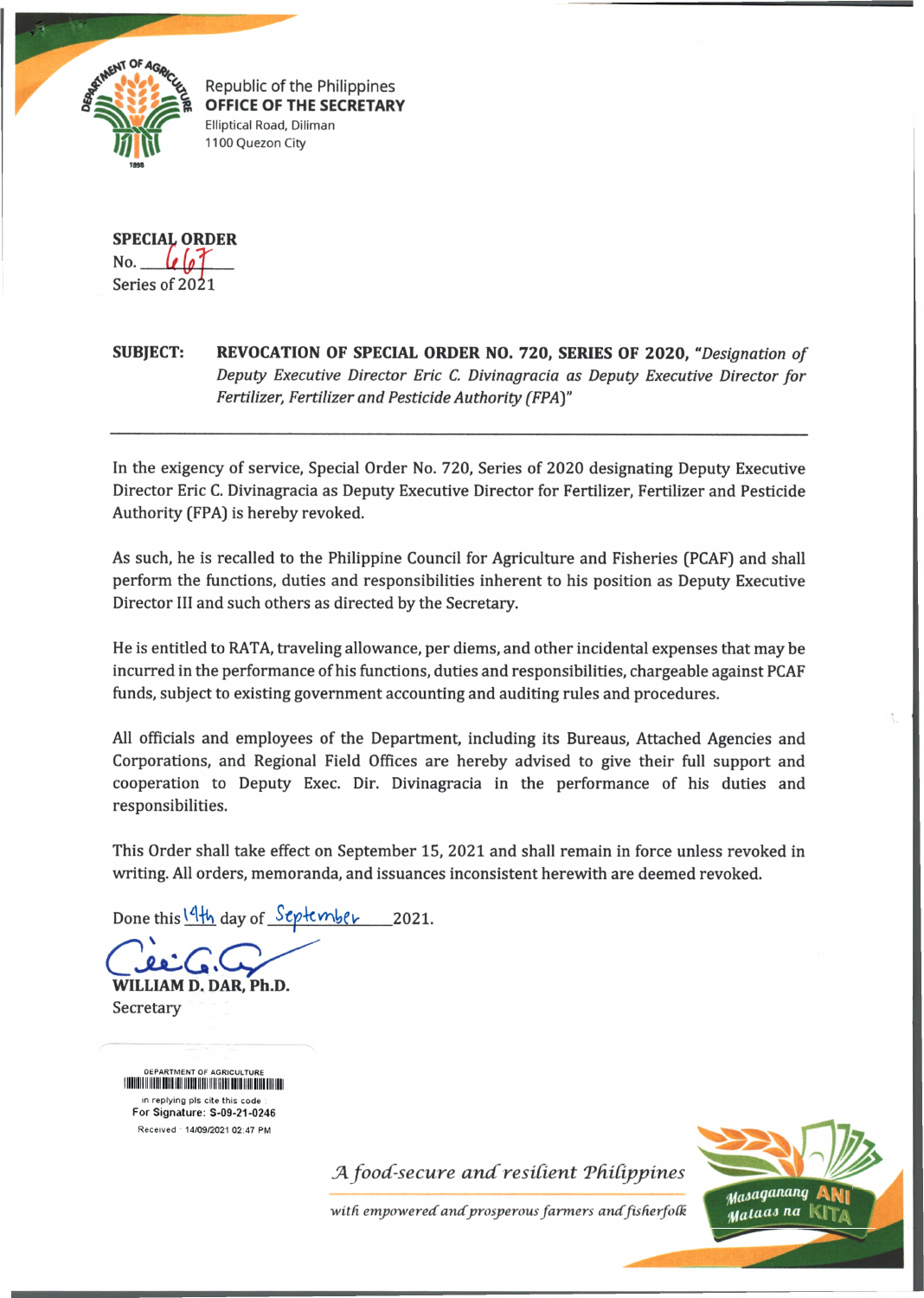Republic of the Philippines
**OFFICE OF THE SECRETARY**
Elliptical Road, Diliman
1100 Quezon City

**SPECIAL ORDER**
No. 667
Series of 2021

**SUBJECT:** **REVOCATION OF SPECIAL ORDER NO. 720, SERIES OF 2020,** *"Designation of Deputy Executive Director Eric C. Divinagracia as Deputy Executive Director for Fertilizer, Fertilizer and Pesticide Authority (FPA)"*

---

In the exigency of service, Special Order No. 720, Series of 2020 designating Deputy Executive Director Eric C. Divinagracia as Deputy Executive Director for Fertilizer, Fertilizer and Pesticide Authority (FPA) is hereby revoked.

As such, he is recalled to the Philippine Council for Agriculture and Fisheries (PCAF) and shall perform the functions, duties and responsibilities inherent to his position as Deputy Executive Director III and such others as directed by the Secretary.

He is entitled to RATA, traveling allowance, per diems, and other incidental expenses that may be incurred in the performance of his functions, duties and responsibilities, chargeable against PCAF funds, subject to existing government accounting and auditing rules and procedures.

All officials and employees of the Department, including its Bureaus, Attached Agencies and Corporations, and Regional Field Offices are hereby advised to give their full support and cooperation to Deputy Exec. Dir. Divinagracia in the performance of his duties and responsibilities.

This Order shall take effect on September 15, 2021 and shall remain in force unless revoked in writing. All orders, memoranda, and issuances inconsistent herewith are deemed revoked.

Done this 14th day of September 2021.

**WILLIAM D. DAR, Ph.D.**
Secretary

DEPARTMENT OF AGRICULTURE
in replying pls cite this code
For Signature: S-09-21-0246
Received : 14/09/2021 02:47 PM

*A food-secure and resilient Philippines with empowered and prosperous farmers and fisherfolk*

Masaganang ANI Mataas na KITA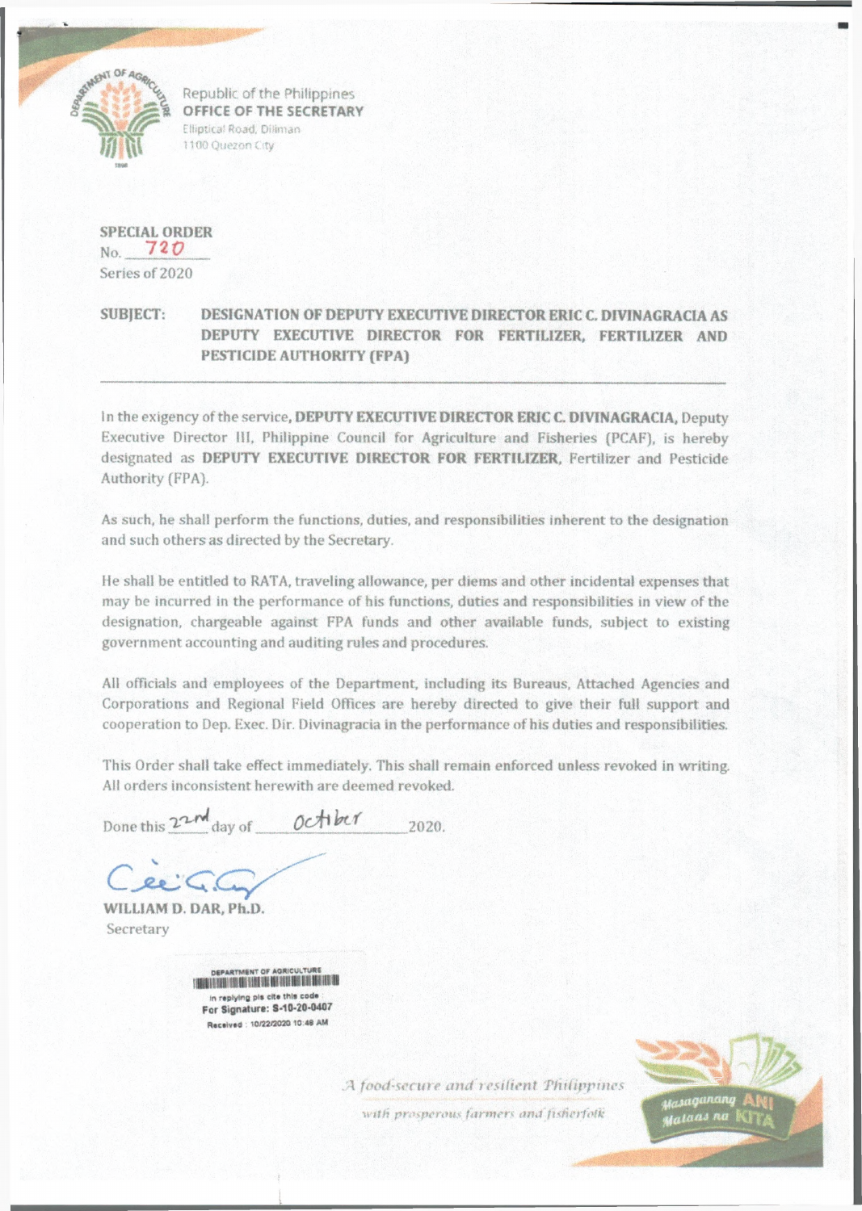Republic of the Philippines
**OFFICE OF THE SECRETARY**
Elliptical Road, Diliman
1100 Quezon City

**SPECIAL ORDER**
No. 720
Series of 2020

**SUBJECT: DESIGNATION OF DEPUTY EXECUTIVE DIRECTOR ERIC C. DIVINAGRACIA AS DEPUTY EXECUTIVE DIRECTOR FOR FERTILIZER, FERTILIZER AND PESTICIDE AUTHORITY (FPA)**

---

In the exigency of the service, **DEPUTY EXECUTIVE DIRECTOR ERIC C. DIVINAGRACIA,** Deputy Executive Director III, Philippine Council for Agriculture and Fisheries (PCAF), is hereby designated as **DEPUTY EXECUTIVE DIRECTOR FOR FERTILIZER,** Fertilizer and Pesticide Authority (FPA).

As such, he shall perform the functions, duties, and responsibilities inherent to the designation and such others as directed by the Secretary.

He shall be entitled to RATA, traveling allowance, per diems and other incidental expenses that may be incurred in the performance of his functions, duties and responsibilities in view of the designation, chargeable against FPA funds and other available funds, subject to existing government accounting and auditing rules and procedures.

All officials and employees of the Department, including its Bureaus, Attached Agencies and Corporations and Regional Field Offices are hereby directed to give their full support and cooperation to Dep. Exec. Dir. Divinagracia in the performance of his duties and responsibilities.

This Order shall take effect immediately. This shall remain enforced unless revoked in writing. All orders inconsistent herewith are deemed revoked.

Done this 22nd day of October 2020.

**WILLIAM D. DAR, Ph.D.**
Secretary

DEPARTMENT OF AGRICULTURE
In replying pls cite this code
For Signature: S-10-20-0407
Received : 10/22/2020 10:49 AM

*A food-secure and resilient Philippines with prosperous farmers and fisherfolk*

Masaganang ANI Mataas na KITA